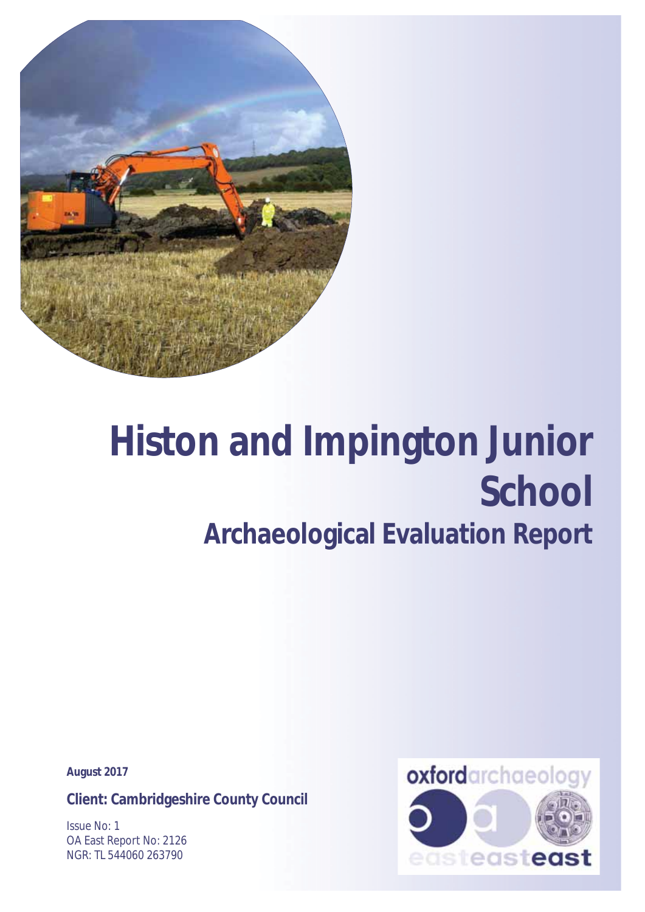# Histon and Impington Junior School

## Archaeological Evaluation Report

**August 2017**

**Client: Cambridgeshire County Council**

Issue No: 1
OA East Report No: 2126
NGR: TL 544060 263790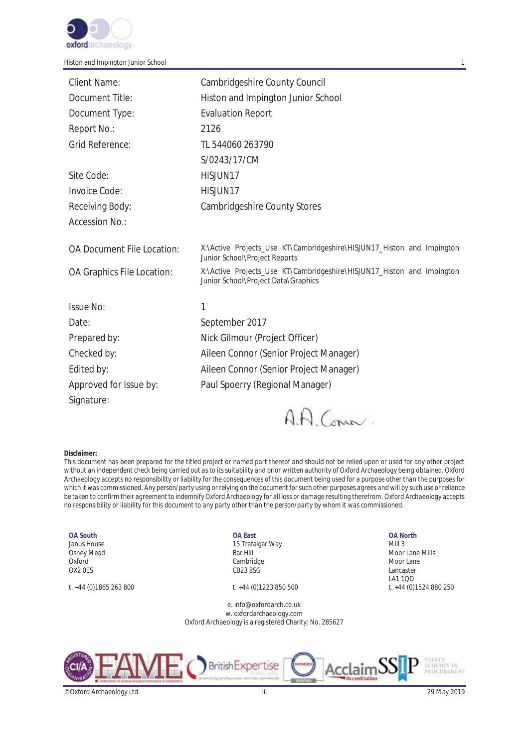| | |
|---|---|
| Client Name: | Cambridgeshire County Council |
| Document Title: | Histon and Impington Junior School |
| Document Type: | Evaluation Report |
| Report No.: | 2126 |
| Grid Reference: | TL 544060 263790 |
| | S/0243/17/CM |
| Site Code: | HISJUN17 |
| Invoice Code: | HISJUN17 |
| Receiving Body: | Cambridgeshire County Stores |
| Accession No.: | |
| OA Document File Location: | X:\Active Projects_Use KT\Cambridgeshire\HISJUN17_Histon and Impington Junior School\Project Reports |
| OA Graphics File Location: | X:\Active Projects_Use KT\Cambridgeshire\HISJUN17_Histon and Impington Junior School\Project Data\Graphics |
| Issue No: | 1 |
| Date: | September 2017 |
| Prepared by: | Nick Gilmour (Project Officer) |
| Checked by: | Aileen Connor (Senior Project Manager) |
| Edited by: | Aileen Connor (Senior Project Manager) |
| Approved for Issue by: | Paul Spoerry (Regional Manager) |
| Signature: | A.A. Connor. |

**Disclaimer:**
This document has been prepared for the titled project or named part thereof and should not be relied upon or used for any other project without an independent check being carried out as to its suitability and prior written authority of Oxford Archaeology being obtained. Oxford Archaeology accepts no responsibility or liability for the consequences of this document being used for a purpose other than the purposes for which it was commissioned. Any person/party using or relying on the document for such other purposes agrees and will by such use or reliance be taken to confirm their agreement to indemnify Oxford Archaeology for all loss or damage resulting therefrom. Oxford Archaeology accepts no responsibility or liability for this document to any party other than the person/party by whom it was commissioned.

**OA South**
Janus House
Osney Mead
Oxford
OX2 0ES

t. +44 (0)1865 263 800

**OA East**
15 Trafalgar Way
Bar Hill
Cambridge
CB23 8SG

t. +44 (0)1223 850 500

**OA North**
Mill 3
Moor Lane Mills
Moor Lane
Lancaster
LA1 1QD
t. +44 (0)1524 880 250

e. info@oxfordarch.co.uk
w. oxfordarchaeology.com
Oxford Archaeology is a registered Charity: No. 285627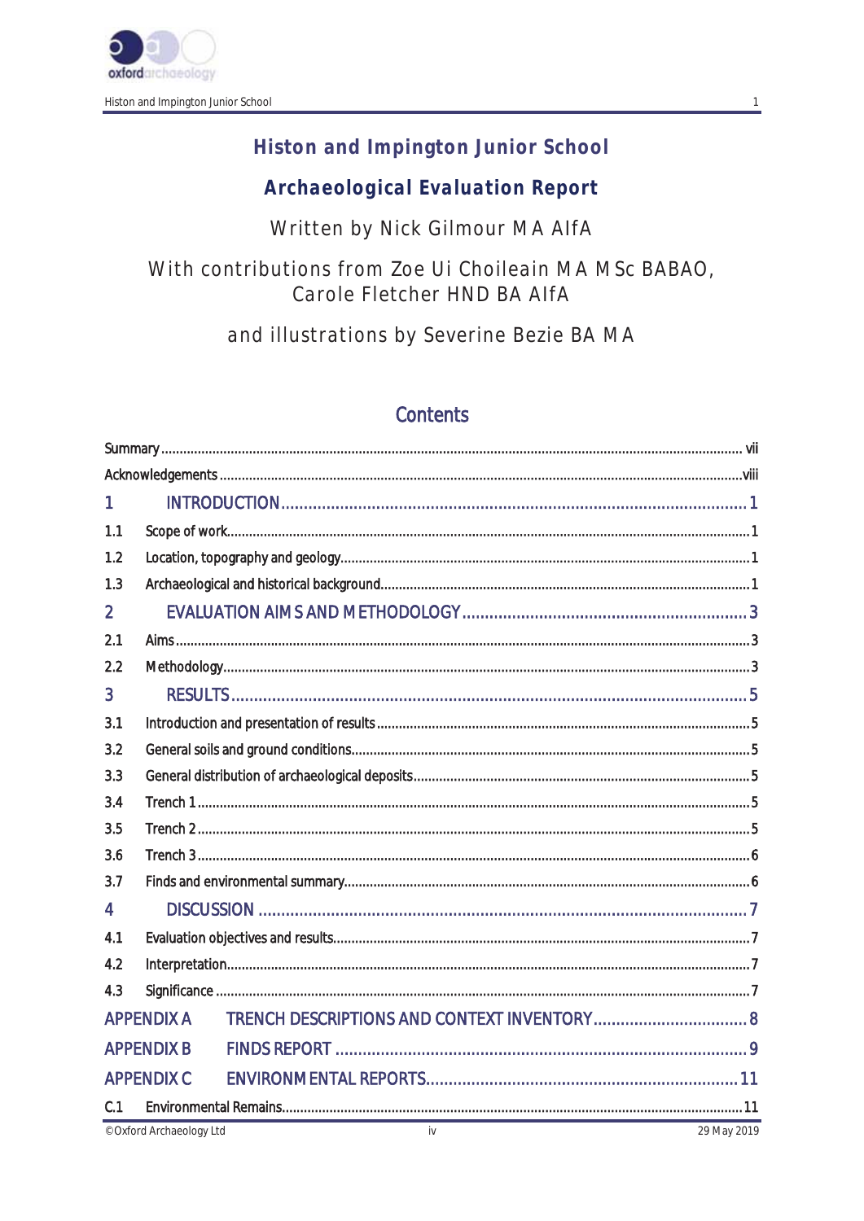# Histon and Impington Junior School

## Archaeological Evaluation Report

Written by Nick Gilmour MA AIfA

With contributions from Zoe Ui Choileain MA MSc BABAO, Carole Fletcher HND BA AIfA

and illustrations by Severine Bezie BA MA

## Contents

Summary ........................................................ vii

Acknowledgements ........................................................ viii

1 INTRODUCTION ........................................................ 1

1.1 Scope of work ........................................................ 1

1.2 Location, topography and geology ........................................................ 1

1.3 Archaeological and historical background ........................................................ 1

2 EVALUATION AIMS AND METHODOLOGY ........................................................ 3

2.1 Aims ........................................................ 3

2.2 Methodology ........................................................ 3

3 RESULTS ........................................................ 5

3.1 Introduction and presentation of results ........................................................ 5

3.2 General soils and ground conditions ........................................................ 5

3.3 General distribution of archaeological deposits ........................................................ 5

3.4 Trench 1 ........................................................ 5

3.5 Trench 2 ........................................................ 5

3.6 Trench 3 ........................................................ 6

3.7 Finds and environmental summary ........................................................ 6

4 DISCUSSION ........................................................ 7

4.1 Evaluation objectives and results ........................................................ 7

4.2 Interpretation ........................................................ 7

4.3 Significance ........................................................ 7

APPENDIX A TRENCH DESCRIPTIONS AND CONTEXT INVENTORY ........................................................ 8

APPENDIX B FINDS REPORT ........................................................ 9

APPENDIX C ENVIRONMENTAL REPORTS ........................................................ 11

C.1 Environmental Remains ........................................................ 11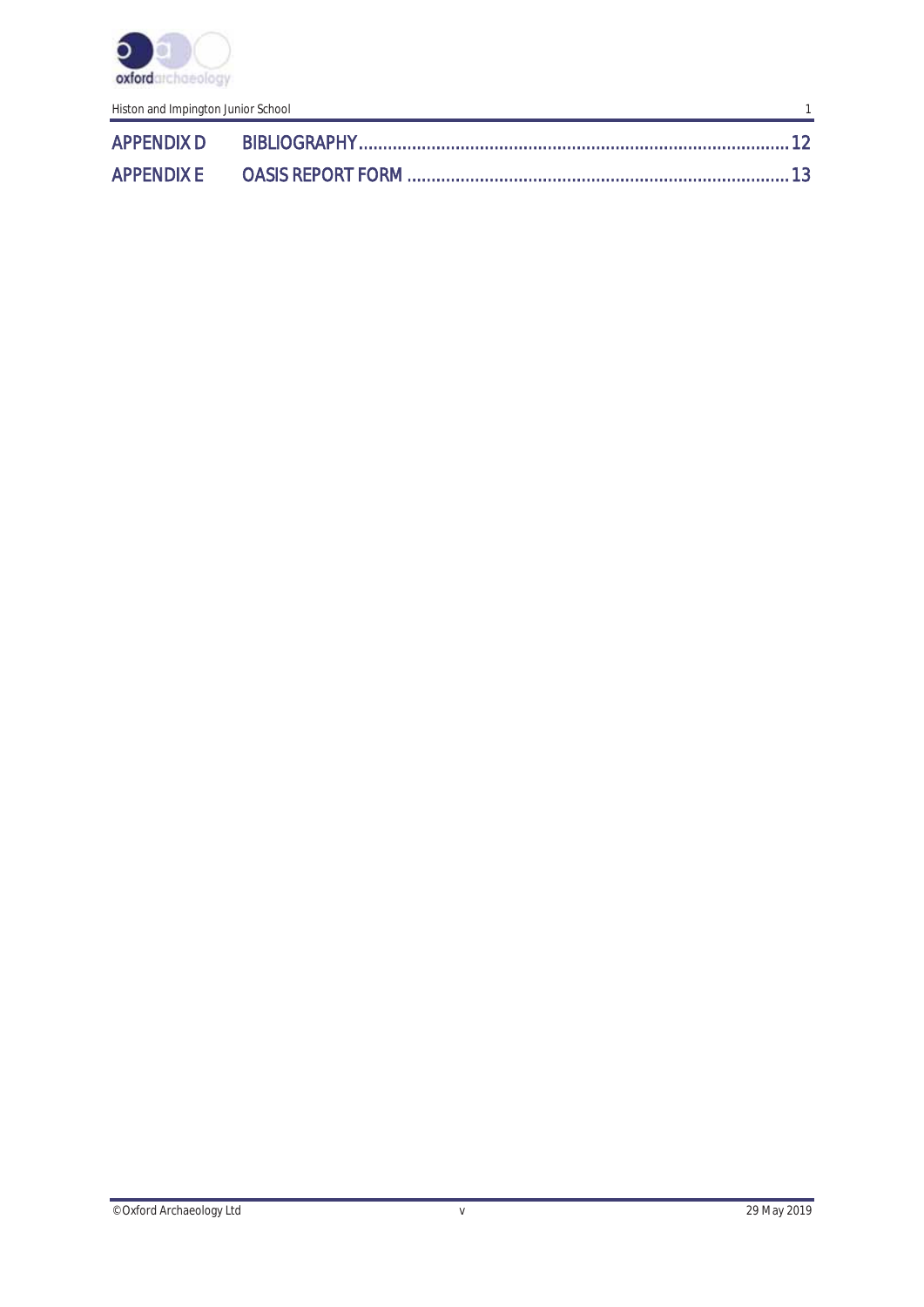APPENDIX D BIBLIOGRAPHY ........................................................................................ 12

APPENDIX E OASIS REPORT FORM .............................................................................. 13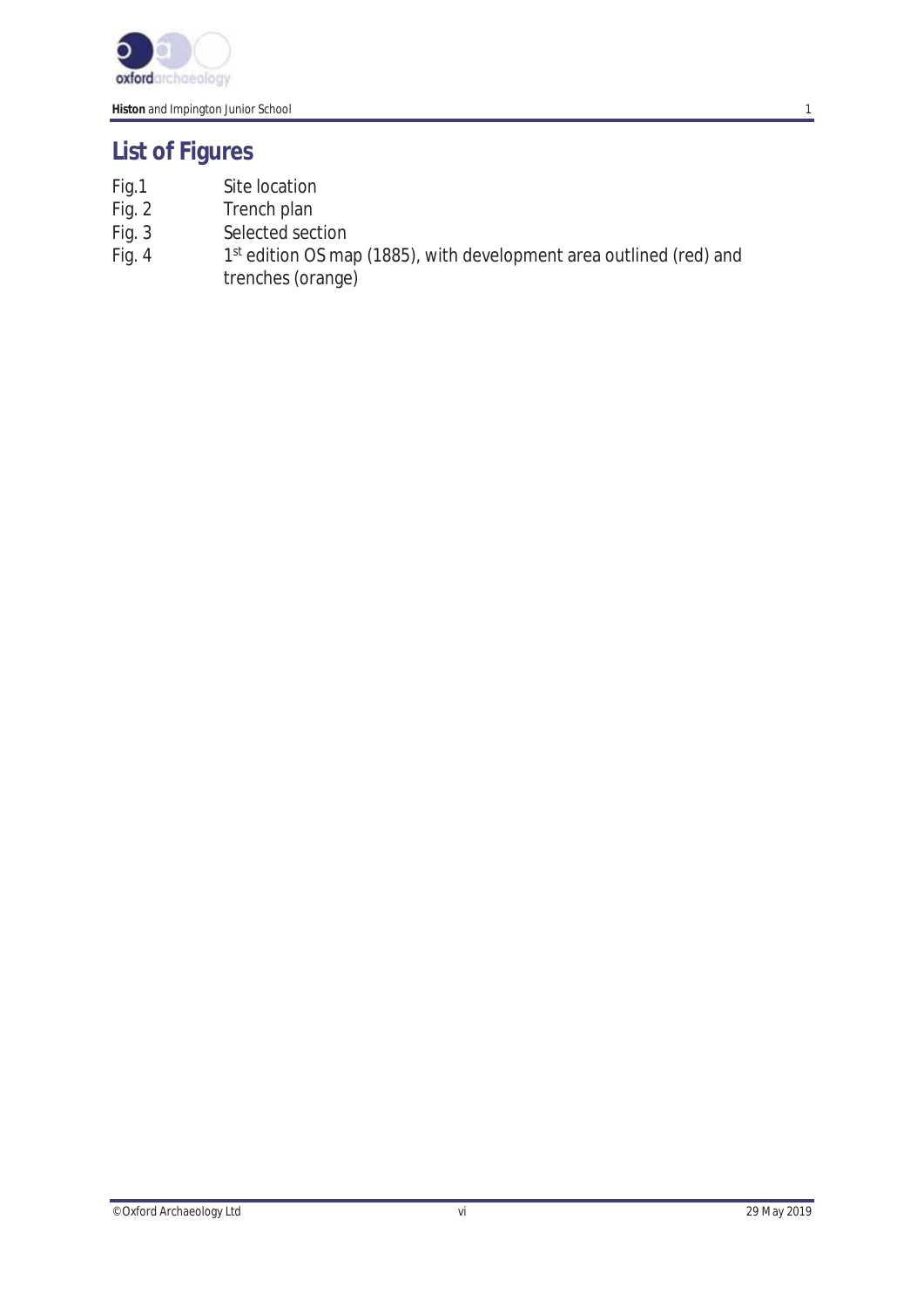## List of Figures

| | |
|---|---|
| Fig.1 | Site location |
| Fig. 2 | Trench plan |
| Fig. 3 | Selected section |
| Fig. 4 | 1st edition OS map (1885), with development area outlined (red) and trenches (orange) |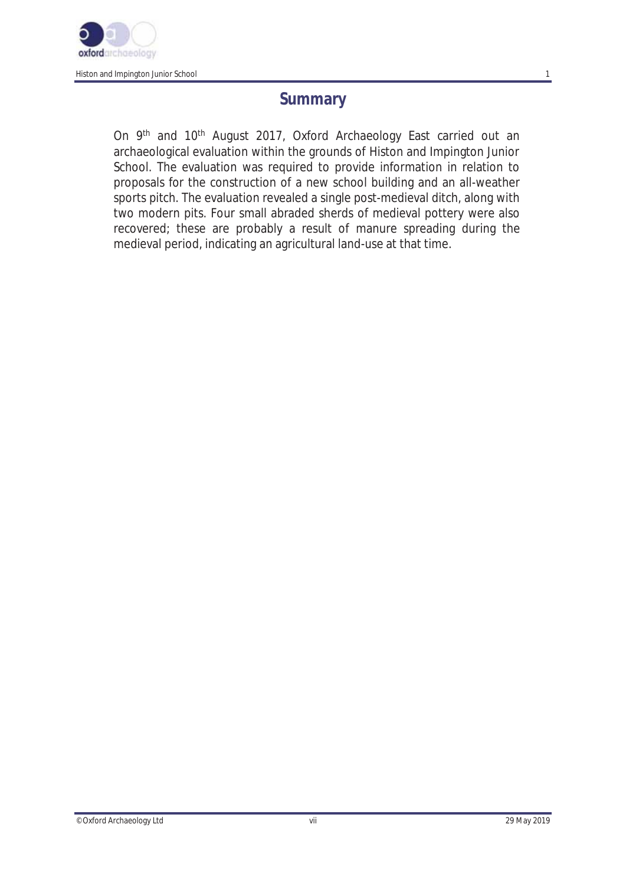# Summary

On 9th and 10th August 2017, Oxford Archaeology East carried out an archaeological evaluation within the grounds of Histon and Impington Junior School. The evaluation was required to provide information in relation to proposals for the construction of a new school building and an all-weather sports pitch. The evaluation revealed a single post-medieval ditch, along with two modern pits. Four small abraded sherds of medieval pottery were also recovered; these are probably a result of manure spreading during the medieval period, indicating an agricultural land-use at that time.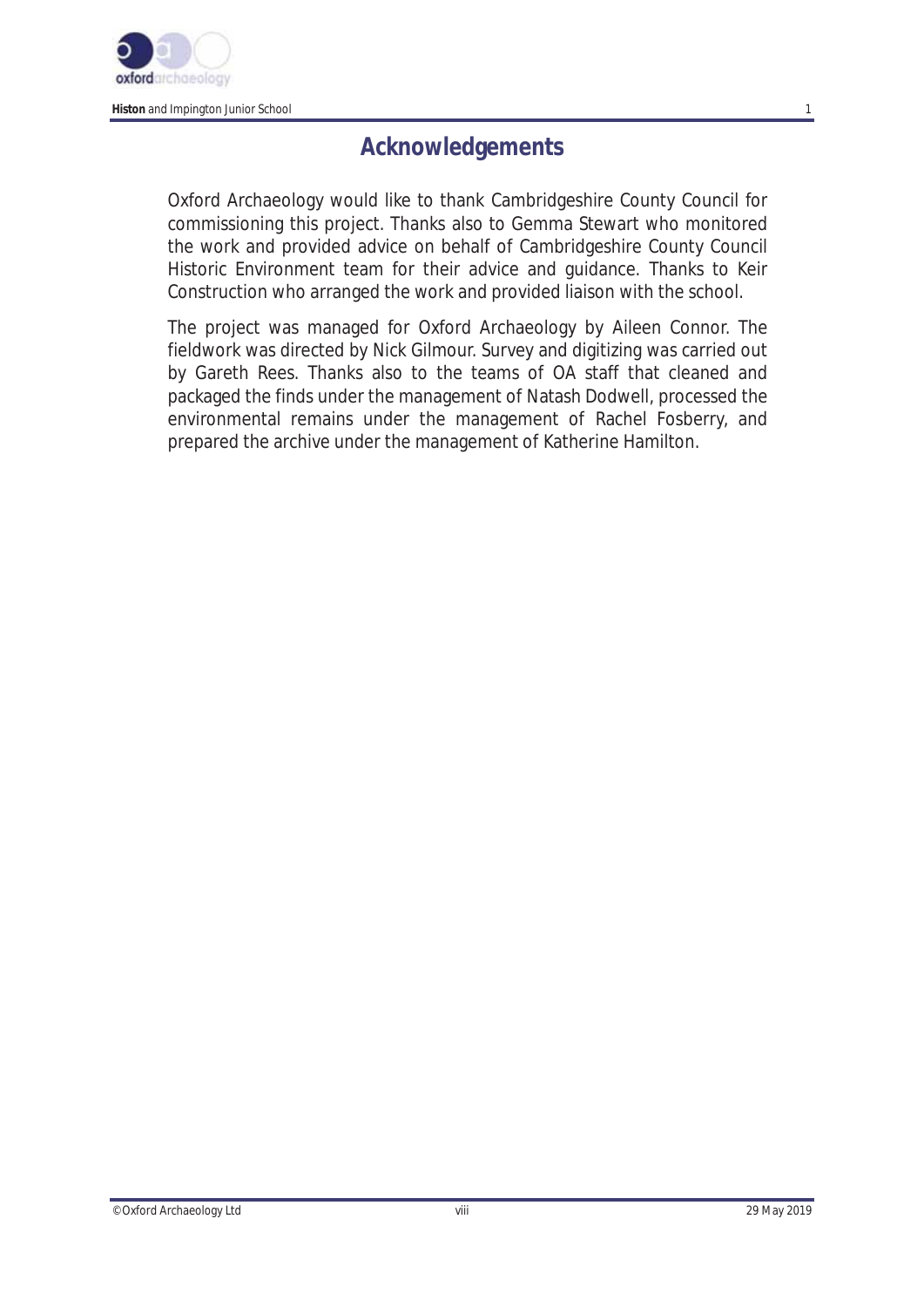## Acknowledgements

Oxford Archaeology would like to thank Cambridgeshire County Council for commissioning this project. Thanks also to Gemma Stewart who monitored the work and provided advice on behalf of Cambridgeshire County Council Historic Environment team for their advice and guidance. Thanks to Keir Construction who arranged the work and provided liaison with the school.

The project was managed for Oxford Archaeology by Aileen Connor. The fieldwork was directed by Nick Gilmour. Survey and digitizing was carried out by Gareth Rees. Thanks also to the teams of OA staff that cleaned and packaged the finds under the management of Natash Dodwell, processed the environmental remains under the management of Rachel Fosberry, and prepared the archive under the management of Katherine Hamilton.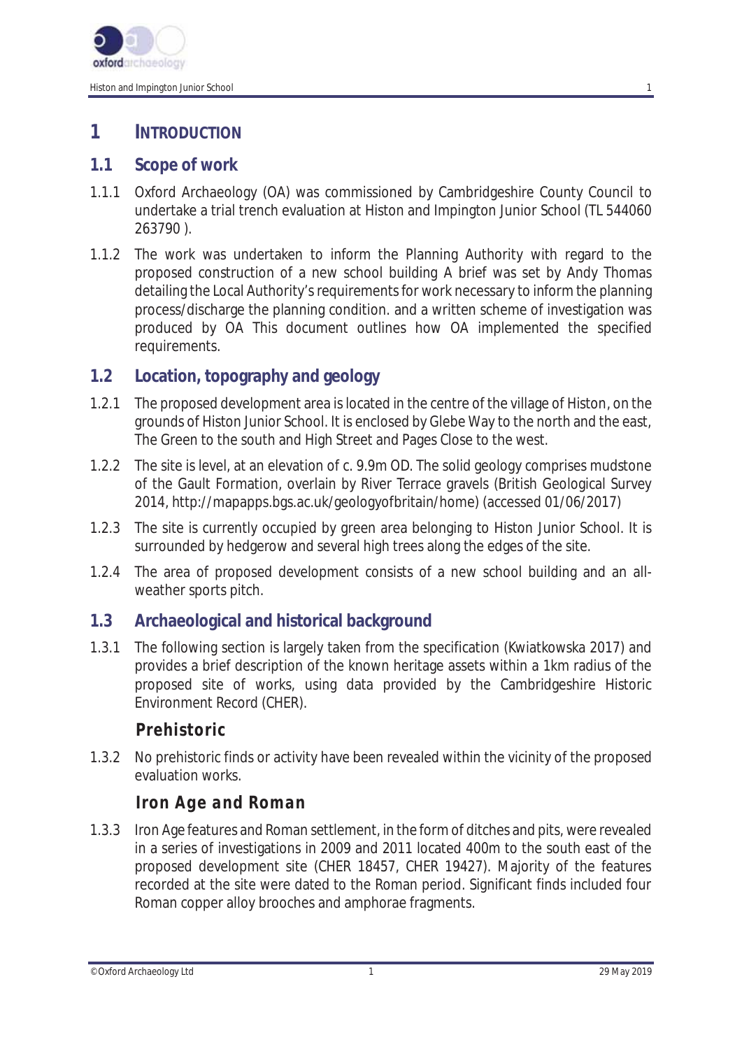# 1 INTRODUCTION

## 1.1 Scope of work

1.1.1 Oxford Archaeology (OA) was commissioned by Cambridgeshire County Council to undertake a trial trench evaluation at Histon and Impington Junior School (TL 544060 263790 ).

1.1.2 The work was undertaken to inform the Planning Authority with regard to the proposed construction of a new school building A brief was set by Andy Thomas detailing the Local Authority's requirements for work necessary to inform the planning process/discharge the planning condition. and a written scheme of investigation was produced by OA This document outlines how OA implemented the specified requirements.

## 1.2 Location, topography and geology

1.2.1 The proposed development area is located in the centre of the village of Histon, on the grounds of Histon Junior School. It is enclosed by Glebe Way to the north and the east, The Green to the south and High Street and Pages Close to the west.

1.2.2 The site is level, at an elevation of c. 9.9m OD. The solid geology comprises mudstone of the Gault Formation, overlain by River Terrace gravels (British Geological Survey 2014, http://mapapps.bgs.ac.uk/geologyofbritain/home) (accessed 01/06/2017)

1.2.3 The site is currently occupied by green area belonging to Histon Junior School. It is surrounded by hedgerow and several high trees along the edges of the site.

1.2.4 The area of proposed development consists of a new school building and an all-weather sports pitch.

## 1.3 Archaeological and historical background

1.3.1 The following section is largely taken from the specification (Kwiatkowska 2017) and provides a brief description of the known heritage assets within a 1km radius of the proposed site of works, using data provided by the Cambridgeshire Historic Environment Record (CHER).

### Prehistoric

1.3.2 No prehistoric finds or activity have been revealed within the vicinity of the proposed evaluation works.

### Iron Age and Roman

1.3.3 Iron Age features and Roman settlement, in the form of ditches and pits, were revealed in a series of investigations in 2009 and 2011 located 400m to the south east of the proposed development site (CHER 18457, CHER 19427). Majority of the features recorded at the site were dated to the Roman period. Significant finds included four Roman copper alloy brooches and amphorae fragments.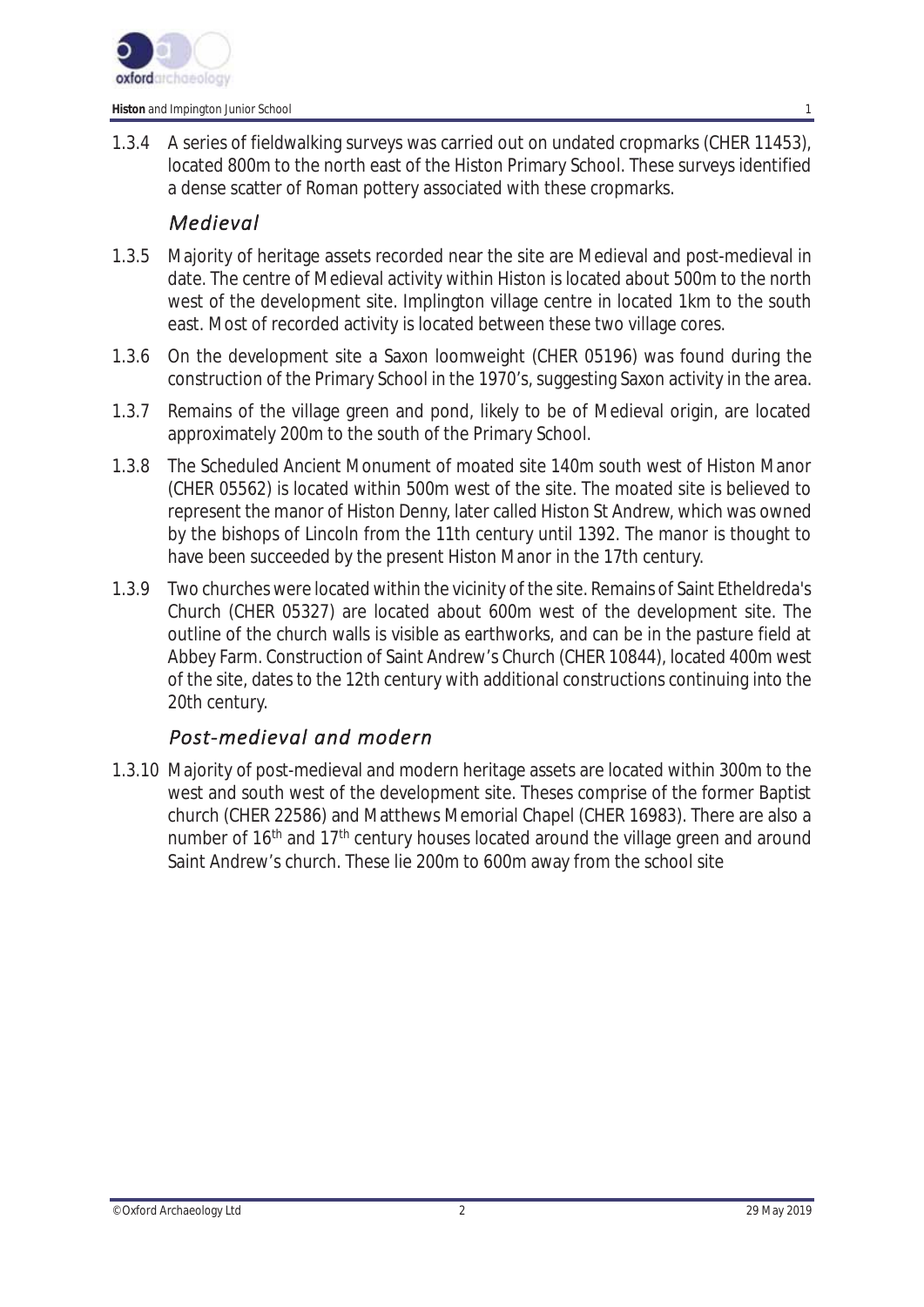1.3.4 A series of fieldwalking surveys was carried out on undated cropmarks (CHER 11453), located 800m to the north east of the Histon Primary School. These surveys identified a dense scatter of Roman pottery associated with these cropmarks.

### *Medieval*

1.3.5 Majority of heritage assets recorded near the site are Medieval and post-medieval in date. The centre of Medieval activity within Histon is located about 500m to the north west of the development site. Implington village centre in located 1km to the south east. Most of recorded activity is located between these two village cores.

1.3.6 On the development site a Saxon loomweight (CHER 05196) was found during the construction of the Primary School in the 1970's, suggesting Saxon activity in the area.

1.3.7 Remains of the village green and pond, likely to be of Medieval origin, are located approximately 200m to the south of the Primary School.

1.3.8 The Scheduled Ancient Monument of moated site 140m south west of Histon Manor (CHER 05562) is located within 500m west of the site. The moated site is believed to represent the manor of Histon Denny, later called Histon St Andrew, which was owned by the bishops of Lincoln from the 11th century until 1392. The manor is thought to have been succeeded by the present Histon Manor in the 17th century.

1.3.9 Two churches were located within the vicinity of the site. Remains of Saint Etheldreda's Church (CHER 05327) are located about 600m west of the development site. The outline of the church walls is visible as earthworks, and can be in the pasture field at Abbey Farm. Construction of Saint Andrew's Church (CHER 10844), located 400m west of the site, dates to the 12th century with additional constructions continuing into the 20th century.

### *Post-medieval and modern*

1.3.10 Majority of post-medieval and modern heritage assets are located within 300m to the west and south west of the development site. Theses comprise of the former Baptist church (CHER 22586) and Matthews Memorial Chapel (CHER 16983). There are also a number of 16th and 17th century houses located around the village green and around Saint Andrew's church. These lie 200m to 600m away from the school site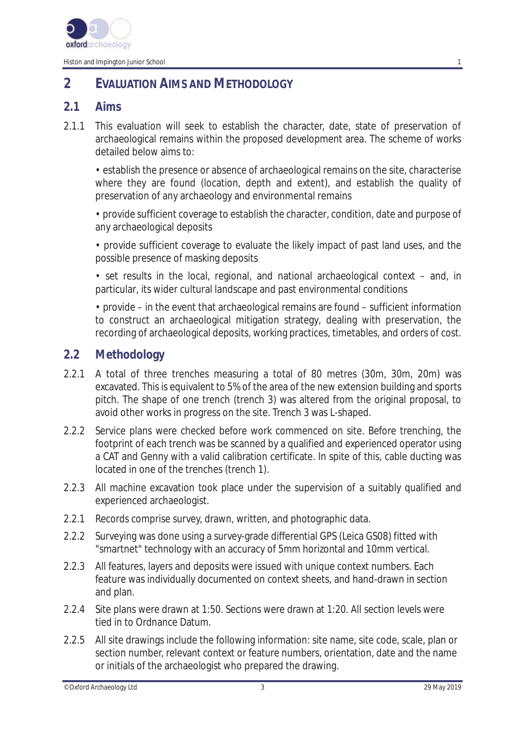## 2 EVALUATION AIMS AND METHODOLOGY

### 2.1 Aims

2.1.1 This evaluation will seek to establish the character, date, state of preservation of archaeological remains within the proposed development area. The scheme of works detailed below aims to:

• establish the presence or absence of archaeological remains on the site, characterise where they are found (location, depth and extent), and establish the quality of preservation of any archaeology and environmental remains

• provide sufficient coverage to establish the character, condition, date and purpose of any archaeological deposits

• provide sufficient coverage to evaluate the likely impact of past land uses, and the possible presence of masking deposits

• set results in the local, regional, and national archaeological context – and, in particular, its wider cultural landscape and past environmental conditions

• provide – in the event that archaeological remains are found – sufficient information to construct an archaeological mitigation strategy, dealing with preservation, the recording of archaeological deposits, working practices, timetables, and orders of cost.

### 2.2 Methodology

2.2.1 A total of three trenches measuring a total of 80 metres (30m, 30m, 20m) was excavated. This is equivalent to 5% of the area of the new extension building and sports pitch. The shape of one trench (trench 3) was altered from the original proposal, to avoid other works in progress on the site. Trench 3 was L-shaped.

2.2.2 Service plans were checked before work commenced on site. Before trenching, the footprint of each trench was be scanned by a qualified and experienced operator using a CAT and Genny with a valid calibration certificate. In spite of this, cable ducting was located in one of the trenches (trench 1).

2.2.3 All machine excavation took place under the supervision of a suitably qualified and experienced archaeologist.

2.2.1 Records comprise survey, drawn, written, and photographic data.

2.2.2 Surveying was done using a survey-grade differential GPS (Leica GS08) fitted with "smartnet" technology with an accuracy of 5mm horizontal and 10mm vertical.

2.2.3 All features, layers and deposits were issued with unique context numbers. Each feature was individually documented on context sheets, and hand-drawn in section and plan.

2.2.4 Site plans were drawn at 1:50. Sections were drawn at 1:20. All section levels were tied in to Ordnance Datum.

2.2.5 All site drawings include the following information: site name, site code, scale, plan or section number, relevant context or feature numbers, orientation, date and the name or initials of the archaeologist who prepared the drawing.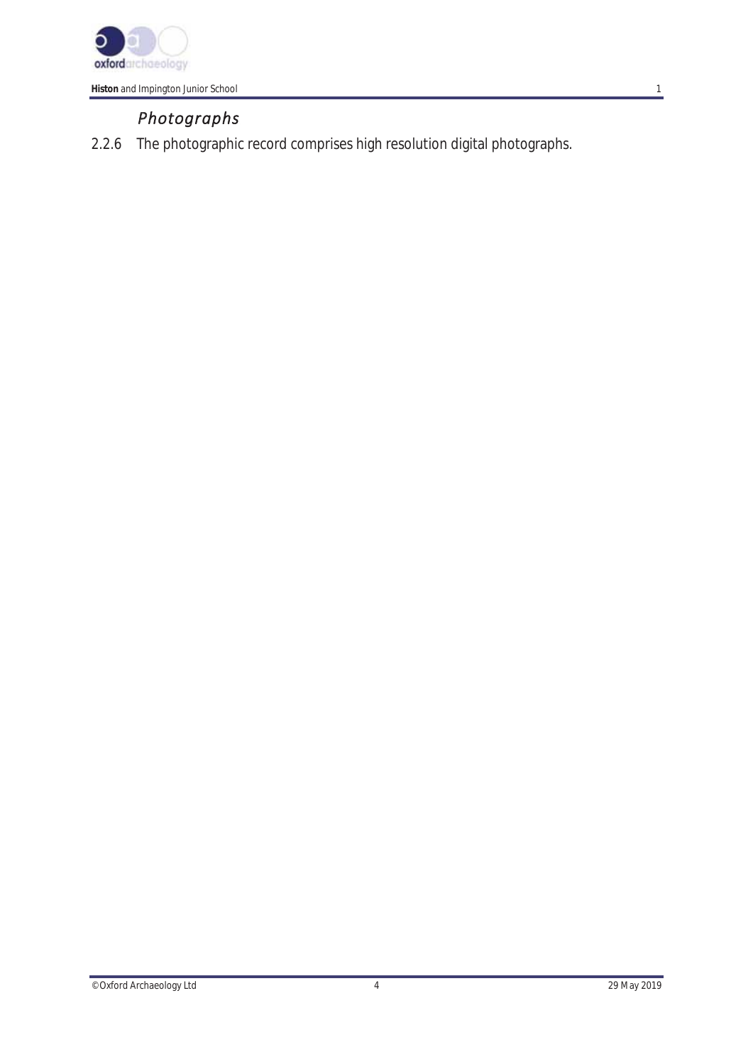### *Photographs*

2.2.6 The photographic record comprises high resolution digital photographs.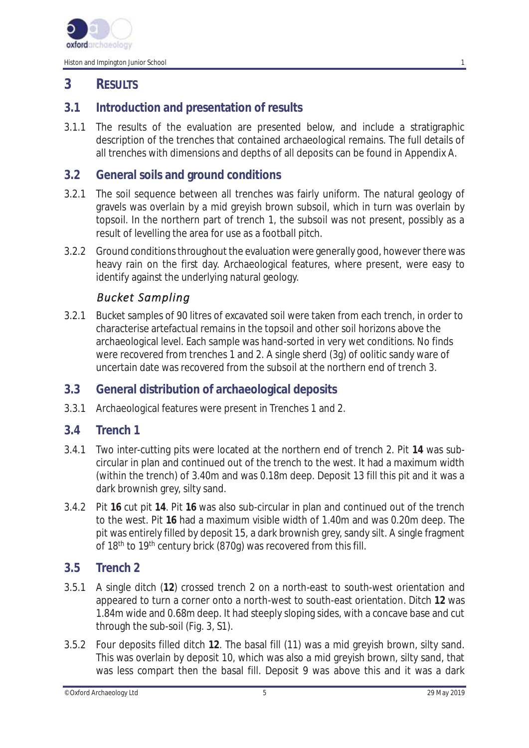# 3 RESULTS

## 3.1 Introduction and presentation of results

3.1.1 The results of the evaluation are presented below, and include a stratigraphic description of the trenches that contained archaeological remains. The full details of all trenches with dimensions and depths of all deposits can be found in Appendix A.

## 3.2 General soils and ground conditions

3.2.1 The soil sequence between all trenches was fairly uniform. The natural geology of gravels was overlain by a mid greyish brown subsoil, which in turn was overlain by topsoil. In the northern part of trench 1, the subsoil was not present, possibly as a result of levelling the area for use as a football pitch.

3.2.2 Ground conditions throughout the evaluation were generally good, however there was heavy rain on the first day. Archaeological features, where present, were easy to identify against the underlying natural geology.

### *Bucket Sampling*

3.2.1 Bucket samples of 90 litres of excavated soil were taken from each trench, in order to characterise artefactual remains in the topsoil and other soil horizons above the archaeological level. Each sample was hand-sorted in very wet conditions. No finds were recovered from trenches 1 and 2. A single sherd (3g) of oolitic sandy ware of uncertain date was recovered from the subsoil at the northern end of trench 3.

## 3.3 General distribution of archaeological deposits

3.3.1 Archaeological features were present in Trenches 1 and 2.

## 3.4 Trench 1

3.4.1 Two inter-cutting pits were located at the northern end of trench 2. Pit **14** was sub-circular in plan and continued out of the trench to the west. It had a maximum width (within the trench) of 3.40m and was 0.18m deep. Deposit 13 fill this pit and it was a dark brownish grey, silty sand.

3.4.2 Pit **16** cut pit **14**. Pit **16** was also sub-circular in plan and continued out of the trench to the west. Pit **16** had a maximum visible width of 1.40m and was 0.20m deep. The pit was entirely filled by deposit 15, a dark brownish grey, sandy silt. A single fragment of 18th to 19th century brick (870g) was recovered from this fill.

## 3.5 Trench 2

3.5.1 A single ditch (**12**) crossed trench 2 on a north-east to south-west orientation and appeared to turn a corner onto a north-west to south-east orientation. Ditch **12** was 1.84m wide and 0.68m deep. It had steeply sloping sides, with a concave base and cut through the sub-soil (Fig. 3, S1).

3.5.2 Four deposits filled ditch **12**. The basal fill (11) was a mid greyish brown, silty sand. This was overlain by deposit 10, which was also a mid greyish brown, silty sand, that was less compart then the basal fill. Deposit 9 was above this and it was a dark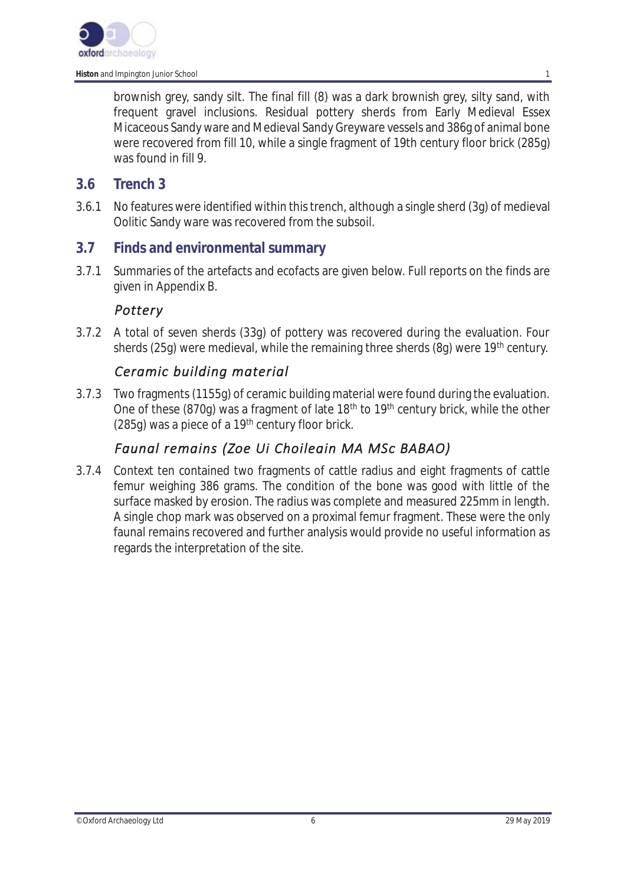brownish grey, sandy silt. The final fill (8) was a dark brownish grey, silty sand, with frequent gravel inclusions. Residual pottery sherds from Early Medieval Essex Micaceous Sandy ware and Medieval Sandy Greyware vessels and 386g of animal bone were recovered from fill 10, while a single fragment of 19th century floor brick (285g) was found in fill 9.

## 3.6 Trench 3

3.6.1 No features were identified within this trench, although a single sherd (3g) of medieval Oolitic Sandy ware was recovered from the subsoil.

## 3.7 Finds and environmental summary

3.7.1 Summaries of the artefacts and ecofacts are given below. Full reports on the finds are given in Appendix B.

### *Pottery*

3.7.2 A total of seven sherds (33g) of pottery was recovered during the evaluation. Four sherds (25g) were medieval, while the remaining three sherds (8g) were 19th century.

### *Ceramic building material*

3.7.3 Two fragments (1155g) of ceramic building material were found during the evaluation. One of these (870g) was a fragment of late 18th to 19th century brick, while the other (285g) was a piece of a 19th century floor brick.

### *Faunal remains (Zoe Ui Choileain MA MSc BABAO)*

3.7.4 Context ten contained two fragments of cattle radius and eight fragments of cattle femur weighing 386 grams. The condition of the bone was good with little of the surface masked by erosion. The radius was complete and measured 225mm in length. A single chop mark was observed on a proximal femur fragment. These were the only faunal remains recovered and further analysis would provide no useful information as regards the interpretation of the site.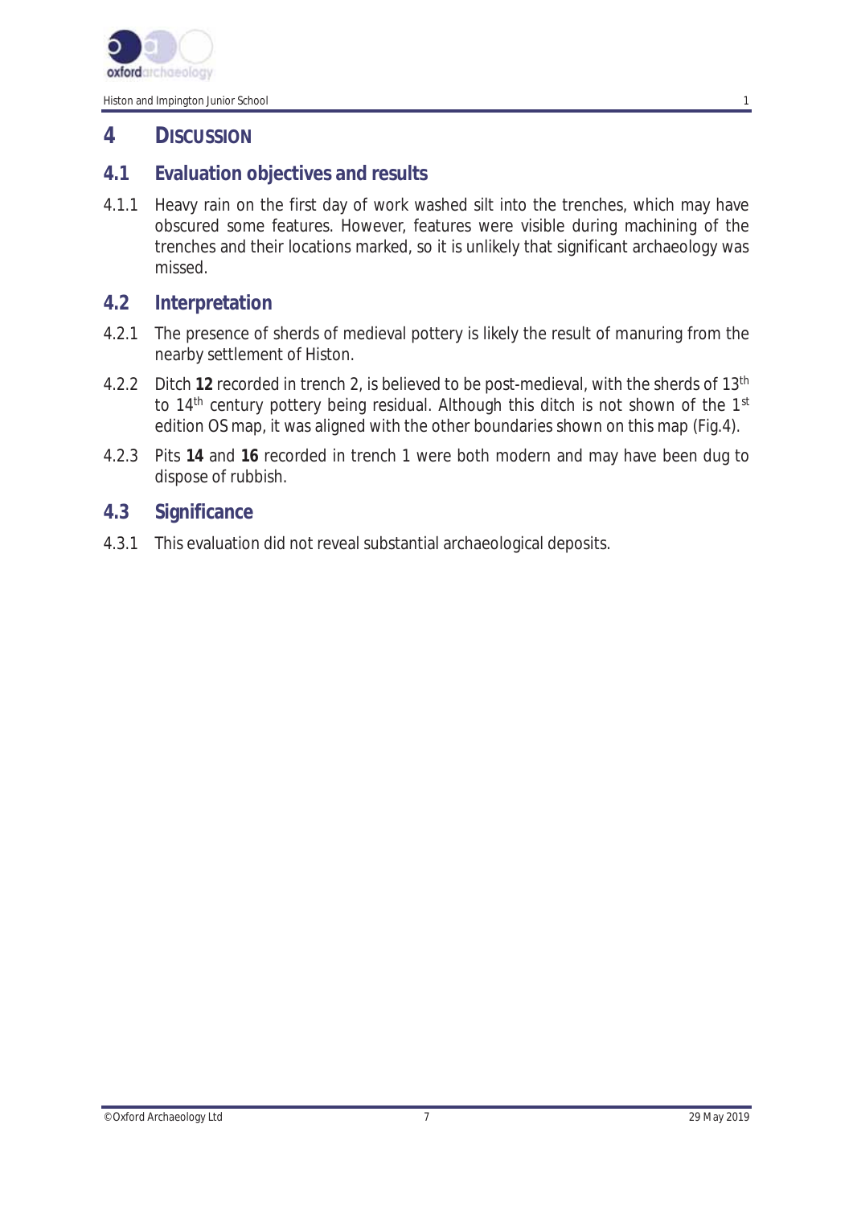# 4 DISCUSSION

## 4.1 Evaluation objectives and results

4.1.1 Heavy rain on the first day of work washed silt into the trenches, which may have obscured some features. However, features were visible during machining of the trenches and their locations marked, so it is unlikely that significant archaeology was missed.

## 4.2 Interpretation

4.2.1 The presence of sherds of medieval pottery is likely the result of manuring from the nearby settlement of Histon.

4.2.2 Ditch **12** recorded in trench 2, is believed to be post-medieval, with the sherds of 13th to 14th century pottery being residual. Although this ditch is not shown of the 1st edition OS map, it was aligned with the other boundaries shown on this map (Fig.4).

4.2.3 Pits **14** and **16** recorded in trench 1 were both modern and may have been dug to dispose of rubbish.

## 4.3 Significance

4.3.1 This evaluation did not reveal substantial archaeological deposits.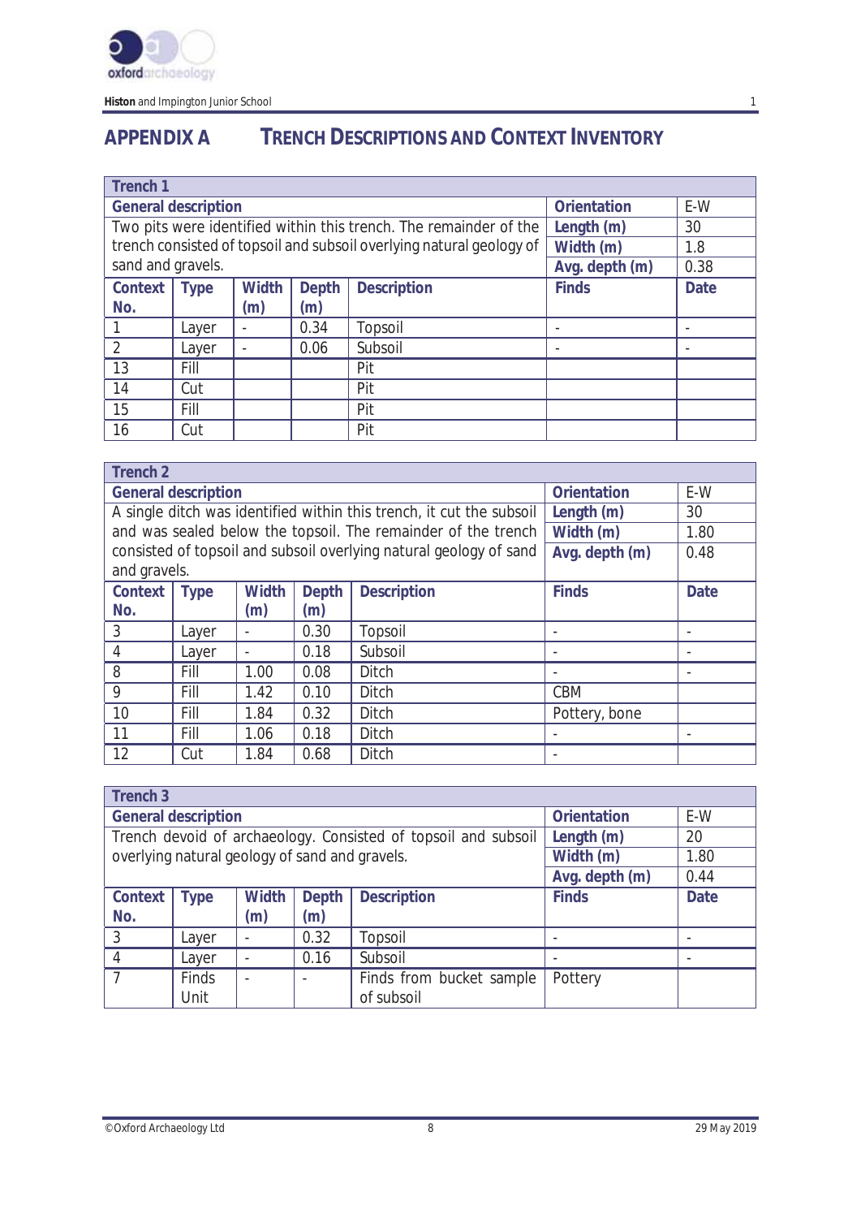# APPENDIX A TRENCH DESCRIPTIONS AND CONTEXT INVENTORY

| Trench 1 | | | | | | |
|---|---|---|---|---|---|---|
| **General description** | | | | | **Orientation** | E-W |
| Two pits were identified within this trench. The remainder of the trench consisted of topsoil and subsoil overlying natural geology of sand and gravels. | | | | | **Length (m)** | 30 |
| | | | | | **Width (m)** | 1.8 |
| | | | | | **Avg. depth (m)** | 0.38 |
| **Context No.** | **Type** | **Width (m)** | **Depth (m)** | **Description** | **Finds** | **Date** |
| 1 | Layer | - | 0.34 | Topsoil | - | - |
| 2 | Layer | - | 0.06 | Subsoil | - | - |
| 13 | Fill | | | Pit | | |
| 14 | Cut | | | Pit | | |
| 15 | Fill | | | Pit | | |
| 16 | Cut | | | Pit | | |

| Trench 2 | | | | | | |
|---|---|---|---|---|---|---|
| **General description** | | | | | **Orientation** | E-W |
| A single ditch was identified within this trench, it cut the subsoil and was sealed below the topsoil. The remainder of the trench consisted of topsoil and subsoil overlying natural geology of sand and gravels. | | | | | **Length (m)** | 30 |
| | | | | | **Width (m)** | 1.80 |
| | | | | | **Avg. depth (m)** | 0.48 |
| **Context No.** | **Type** | **Width (m)** | **Depth (m)** | **Description** | **Finds** | **Date** |
| 3 | Layer | - | 0.30 | Topsoil | - | - |
| 4 | Layer | - | 0.18 | Subsoil | - | - |
| 8 | Fill | 1.00 | 0.08 | Ditch | - | - |
| 9 | Fill | 1.42 | 0.10 | Ditch | CBM | |
| 10 | Fill | 1.84 | 0.32 | Ditch | Pottery, bone | |
| 11 | Fill | 1.06 | 0.18 | Ditch | - | - |
| 12 | Cut | 1.84 | 0.68 | Ditch | - | |

| Trench 3 | | | | | | |
|---|---|---|---|---|---|---|
| **General description** | | | | | **Orientation** | E-W |
| Trench devoid of archaeology. Consisted of topsoil and subsoil overlying natural geology of sand and gravels. | | | | | **Length (m)** | 20 |
| | | | | | **Width (m)** | 1.80 |
| | | | | | **Avg. depth (m)** | 0.44 |
| **Context No.** | **Type** | **Width (m)** | **Depth (m)** | **Description** | **Finds** | **Date** |
| 3 | Layer | - | 0.32 | Topsoil | - | - |
| 4 | Layer | - | 0.16 | Subsoil | - | - |
| 7 | Finds Unit | - | - | Finds from bucket sample of subsoil | Pottery | |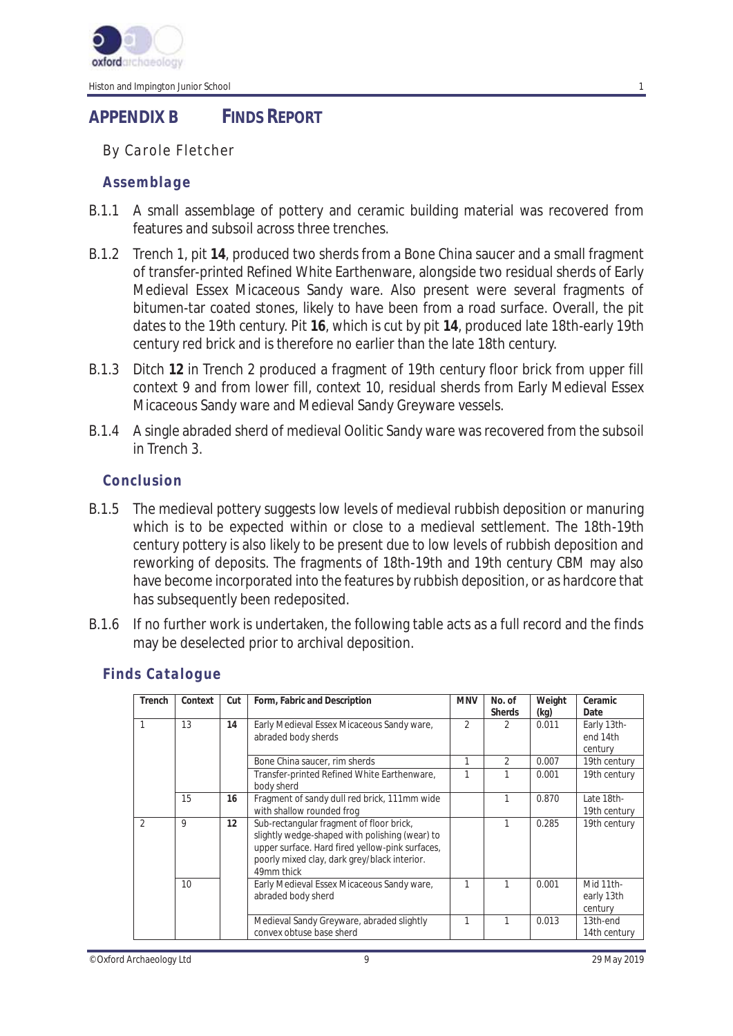# APPENDIX B FINDS REPORT

By Carole Fletcher

## Assemblage

B.1.1 A small assemblage of pottery and ceramic building material was recovered from features and subsoil across three trenches.

B.1.2 Trench 1, pit **14**, produced two sherds from a Bone China saucer and a small fragment of transfer-printed Refined White Earthenware, alongside two residual sherds of Early Medieval Essex Micaceous Sandy ware. Also present were several fragments of bitumen-tar coated stones, likely to have been from a road surface. Overall, the pit dates to the 19th century. Pit **16**, which is cut by pit **14**, produced late 18th-early 19th century red brick and is therefore no earlier than the late 18th century.

B.1.3 Ditch **12** in Trench 2 produced a fragment of 19th century floor brick from upper fill context 9 and from lower fill, context 10, residual sherds from Early Medieval Essex Micaceous Sandy ware and Medieval Sandy Greyware vessels.

B.1.4 A single abraded sherd of medieval Oolitic Sandy ware was recovered from the subsoil in Trench 3.

## Conclusion

B.1.5 The medieval pottery suggests low levels of medieval rubbish deposition or manuring which is to be expected within or close to a medieval settlement. The 18th-19th century pottery is also likely to be present due to low levels of rubbish deposition and reworking of deposits. The fragments of 18th-19th and 19th century CBM may also have become incorporated into the features by rubbish deposition, or as hardcore that has subsequently been redeposited.

B.1.6 If no further work is undertaken, the following table acts as a full record and the finds may be deselected prior to archival deposition.

## Finds Catalogue

| Trench | Context | Cut | Form, Fabric and Description | MNV | No. of Sherds | Weight (kg) | Ceramic Date |
|---|---|---|---|---|---|---|---|
| 1 | 13 | **14** | Early Medieval Essex Micaceous Sandy ware, abraded body sherds | 2 | 2 | 0.011 | Early 13th-end 14th century |
| | | | Bone China saucer, rim sherds | 1 | 2 | 0.007 | 19th century |
| | | | Transfer-printed Refined White Earthenware, body sherd | 1 | 1 | 0.001 | 19th century |
| | 15 | **16** | Fragment of sandy dull red brick, 111mm wide with shallow rounded frog | | 1 | 0.870 | Late 18th-19th century |
| 2 | 9 | **12** | Sub-rectangular fragment of floor brick, slightly wedge-shaped with polishing (wear) to upper surface. Hard fired yellow-pink surfaces, poorly mixed clay, dark grey/black interior. 49mm thick | | 1 | 0.285 | 19th century |
| | 10 | | Early Medieval Essex Micaceous Sandy ware, abraded body sherd | 1 | 1 | 0.001 | Mid 11th-early 13th century |
| | | | Medieval Sandy Greyware, abraded slightly convex obtuse base sherd | 1 | 1 | 0.013 | 13th-end 14th century |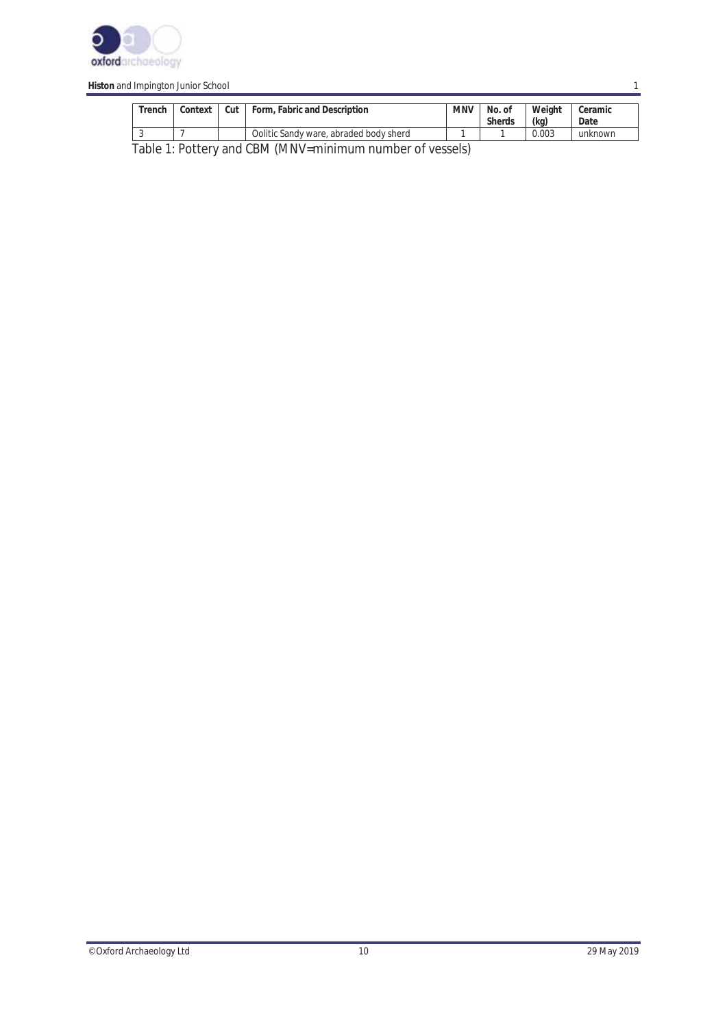| Trench | Context | Cut | Form, Fabric and Description | MNV | No. of Sherds | Weight (kg) | Ceramic Date |
|---|---|---|---|---|---|---|---|
| 3 | 7 | | Oolitic Sandy ware, abraded body sherd | 1 | 1 | 0.003 | unknown |

Table 1: Pottery and CBM (MNV=minimum number of vessels)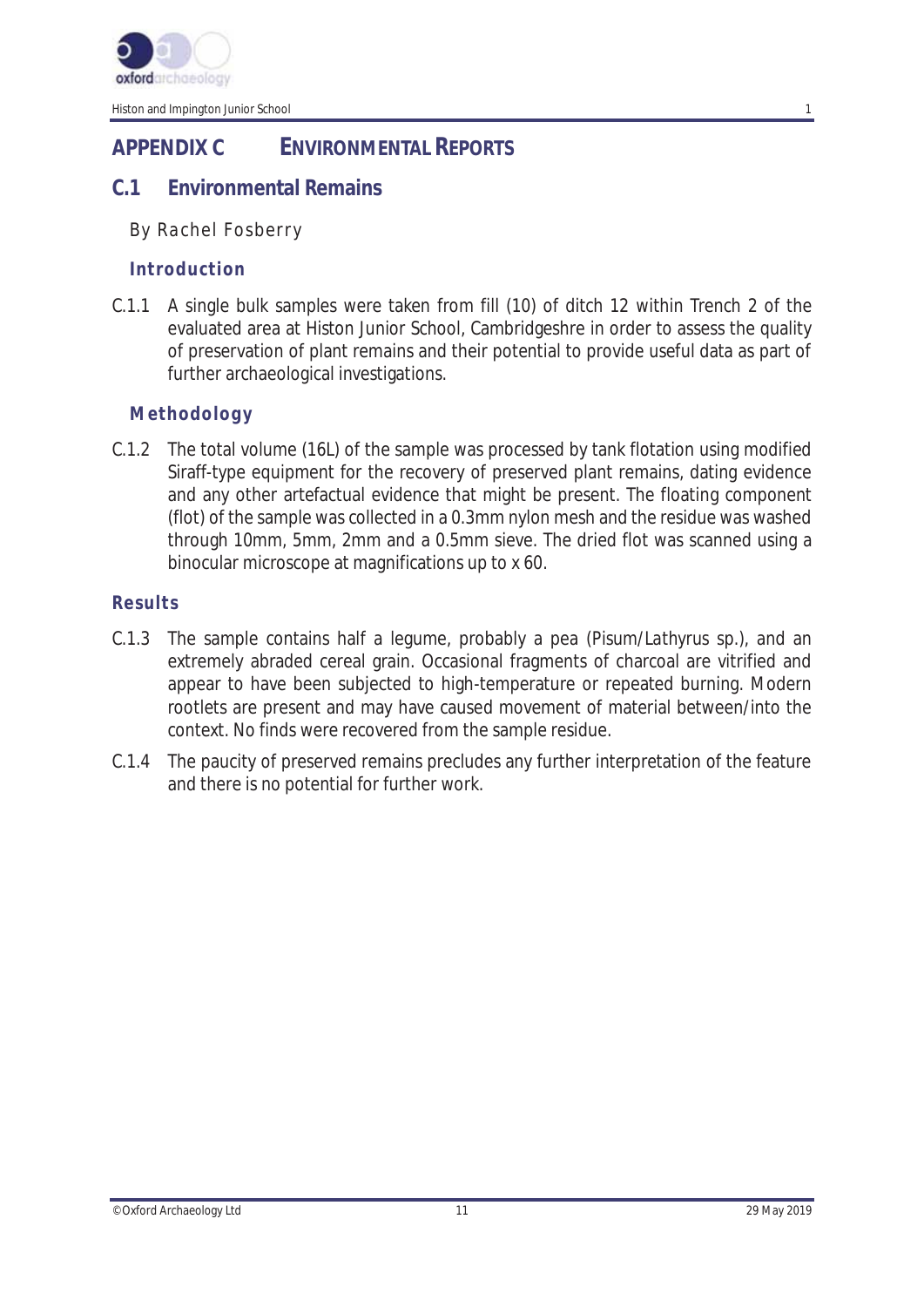# APPENDIX C ENVIRONMENTAL REPORTS

## C.1 Environmental Remains

By Rachel Fosberry

### Introduction

C.1.1 A single bulk samples were taken from fill (10) of ditch 12 within Trench 2 of the evaluated area at Histon Junior School, Cambridgeshre in order to assess the quality of preservation of plant remains and their potential to provide useful data as part of further archaeological investigations.

### Methodology

C.1.2 The total volume (16L) of the sample was processed by tank flotation using modified Siraff-type equipment for the recovery of preserved plant remains, dating evidence and any other artefactual evidence that might be present. The floating component (flot) of the sample was collected in a 0.3mm nylon mesh and the residue was washed through 10mm, 5mm, 2mm and a 0.5mm sieve. The dried flot was scanned using a binocular microscope at magnifications up to x 60.

### Results

C.1.3 The sample contains half a legume, probably a pea (Pisum/Lathyrus sp.), and an extremely abraded cereal grain. Occasional fragments of charcoal are vitrified and appear to have been subjected to high-temperature or repeated burning. Modern rootlets are present and may have caused movement of material between/into the context. No finds were recovered from the sample residue.

C.1.4 The paucity of preserved remains precludes any further interpretation of the feature and there is no potential for further work.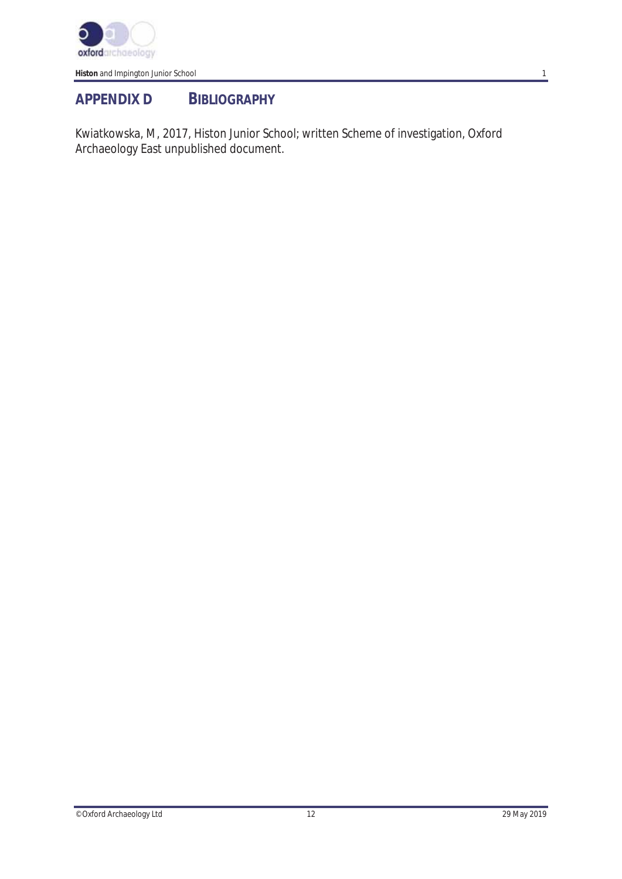## APPENDIX D BIBLIOGRAPHY

Kwiatkowska, M, 2017, Histon Junior School; written Scheme of investigation, Oxford Archaeology East unpublished document.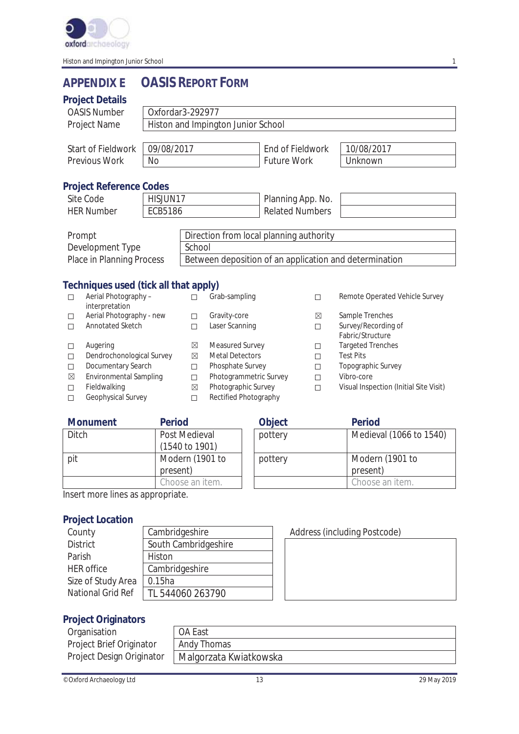# APPENDIX E OASIS REPORT FORM

## Project Details

| | | | |
|---|---|---|---|
| OASIS Number | Oxfordar3-292977 | | |
| Project Name | Histon and Impington Junior School | | |
| Start of Fieldwork | 09/08/2017 | End of Fieldwork | 10/08/2017 |
| Previous Work | No | Future Work | Unknown |

## Project Reference Codes

| | | | |
|---|---|---|---|
| Site Code | HISJUN17 | Planning App. No. | |
| HER Number | ECB5186 | Related Numbers | |

| | |
|---|---|
| Prompt | Direction from local planning authority |
| Development Type | School |
| Place in Planning Process | Between deposition of an application and determination |

## Techniques used (tick all that apply)

- ☐ Aerial Photography – interpretation
- ☐ Aerial Photography - new
- ☐ Annotated Sketch
- ☐ Augering
- ☐ Dendrochonological Survey
- ☐ Documentary Search
- ☒ Environmental Sampling
- ☐ Fieldwalking
- ☐ Geophysical Survey
- ☐ Grab-sampling
- ☐ Gravity-core
- ☐ Laser Scanning
- ☒ Measured Survey
- ☒ Metal Detectors
- ☐ Phosphate Survey
- ☐ Photogrammetric Survey
- ☒ Photographic Survey
- ☐ Rectified Photography
- ☐ Remote Operated Vehicle Survey
- ☒ Sample Trenches
- ☐ Survey/Recording of Fabric/Structure
- ☐ Targeted Trenches
- ☐ Test Pits
- ☐ Topographic Survey
- ☐ Vibro-core
- ☐ Visual Inspection (Initial Site Visit)

| Monument | Period | Object | Period |
|---|---|---|---|
| Ditch | Post Medieval (1540 to 1901) | pottery | Medieval (1066 to 1540) |
| pit | Modern (1901 to present) | pottery | Modern (1901 to present) |
| | Choose an item. | | Choose an item. |

Insert more lines as appropriate.

## Project Location

| | |
|---|---|
| County | Cambridgeshire |
| District | South Cambridgeshire |
| Parish | Histon |
| HER office | Cambridgeshire |
| Size of Study Area | 0.15ha |
| National Grid Ref | TL 544060 263790 |

Address (including Postcode)

## Project Originators

| | |
|---|---|
| Organisation | OA East |
| Project Brief Originator | Andy Thomas |
| Project Design Originator | Malgorzata Kwiatkowska |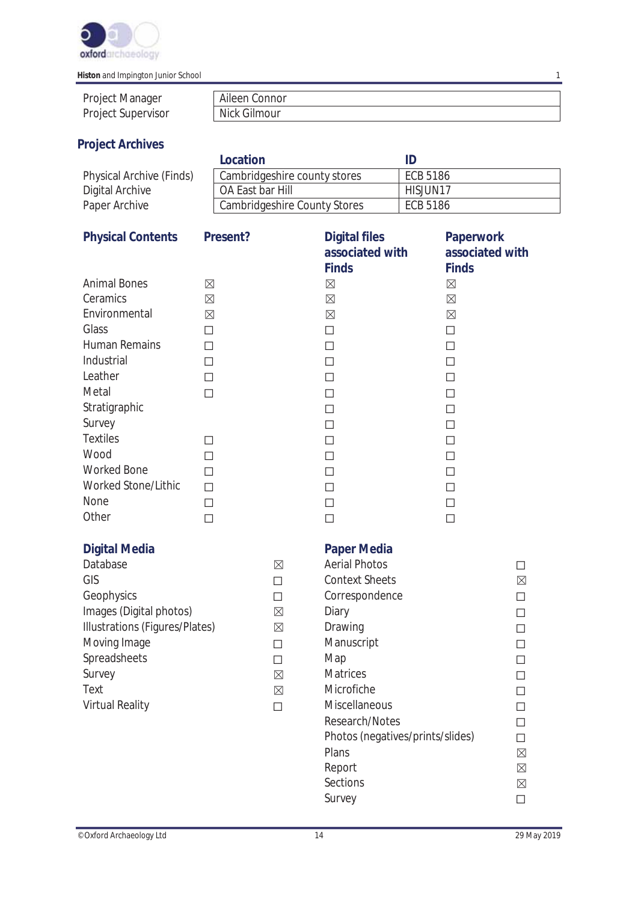| | |
|---|---|
| Project Manager | Aileen Connor |
| Project Supervisor | Nick Gilmour |

## Project Archives

| | Location | ID |
|---|---|---|
| Physical Archive (Finds) | Cambridgeshire county stores | ECB 5186 |
| Digital Archive | OA East bar Hill | HISJUN17 |
| Paper Archive | Cambridgeshire County Stores | ECB 5186 |

| Physical Contents | Present? | Digital files associated with Finds | Paperwork associated with Finds |
|---|---|---|---|
| Animal Bones | ☒ | ☒ | ☒ |
| Ceramics | ☒ | ☒ | ☒ |
| Environmental | ☒ | ☒ | ☒ |
| Glass | ☐ | ☐ | ☐ |
| Human Remains | ☐ | ☐ | ☐ |
| Industrial | ☐ | ☐ | ☐ |
| Leather | ☐ | ☐ | ☐ |
| Metal | ☐ | ☐ | ☐ |
| Stratigraphic | | ☐ | ☐ |
| Survey | | ☐ | ☐ |
| Textiles | ☐ | ☐ | ☐ |
| Wood | ☐ | ☐ | ☐ |
| Worked Bone | ☐ | ☐ | ☐ |
| Worked Stone/Lithic | ☐ | ☐ | ☐ |
| None | ☐ | ☐ | ☐ |
| Other | ☐ | ☐ | ☐ |

| Digital Media | | Paper Media | |
|---|---|---|---|
| Database | ☒ | Aerial Photos | ☐ |
| GIS | ☐ | Context Sheets | ☒ |
| Geophysics | ☐ | Correspondence | ☐ |
| Images (Digital photos) | ☒ | Diary | ☐ |
| Illustrations (Figures/Plates) | ☒ | Drawing | ☐ |
| Moving Image | ☐ | Manuscript | ☐ |
| Spreadsheets | ☐ | Map | ☐ |
| Survey | ☒ | Matrices | ☐ |
| Text | ☒ | Microfiche | ☐ |
| Virtual Reality | ☐ | Miscellaneous | ☐ |
| | | Research/Notes | ☐ |
| | | Photos (negatives/prints/slides) | ☐ |
| | | Plans | ☒ |
| | | Report | ☒ |
| | | Sections | ☒ |
| | | Survey | ☐ |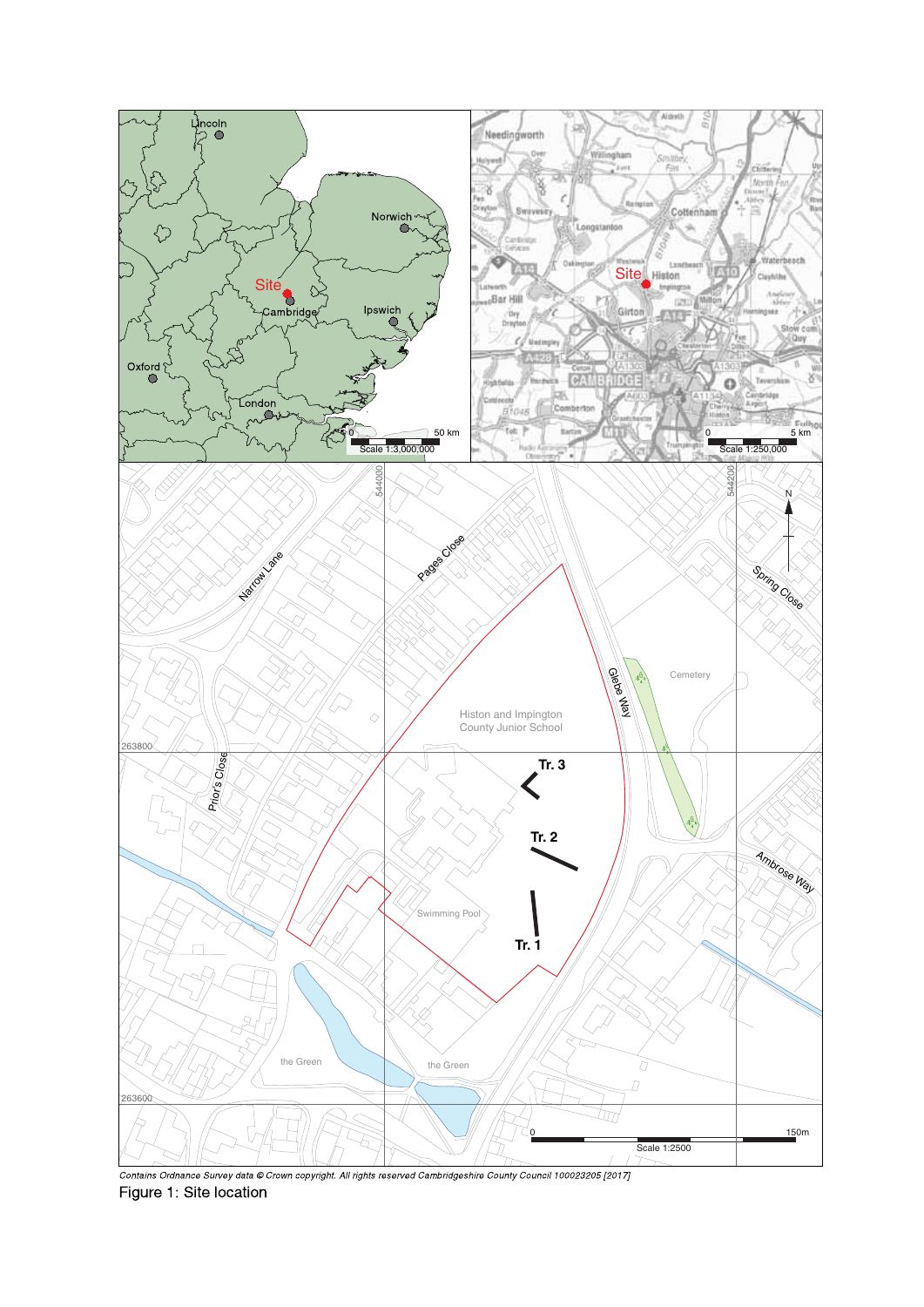Contains Ordnance Survey data © Crown copyright. All rights reserved Cambridgeshire County Council 100023205 [2017]

Figure 1: Site location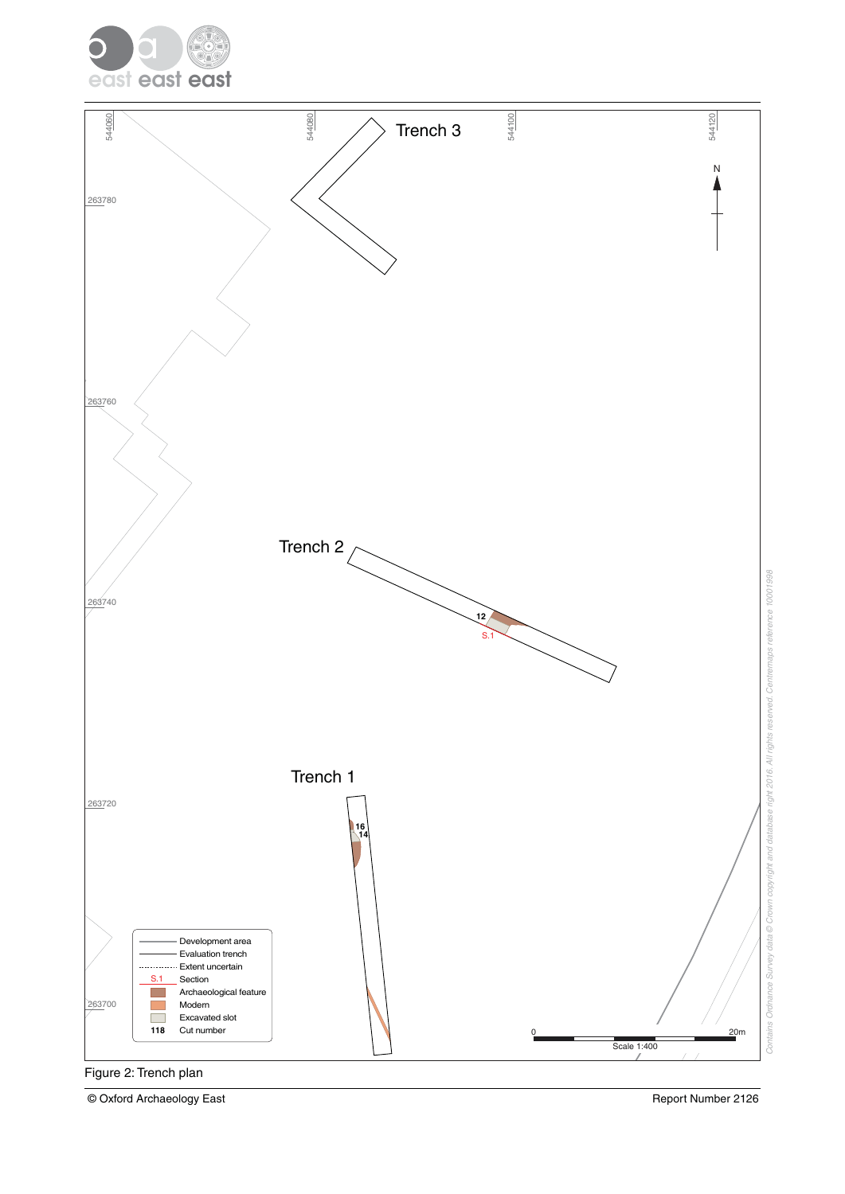Figure 2: Trench plan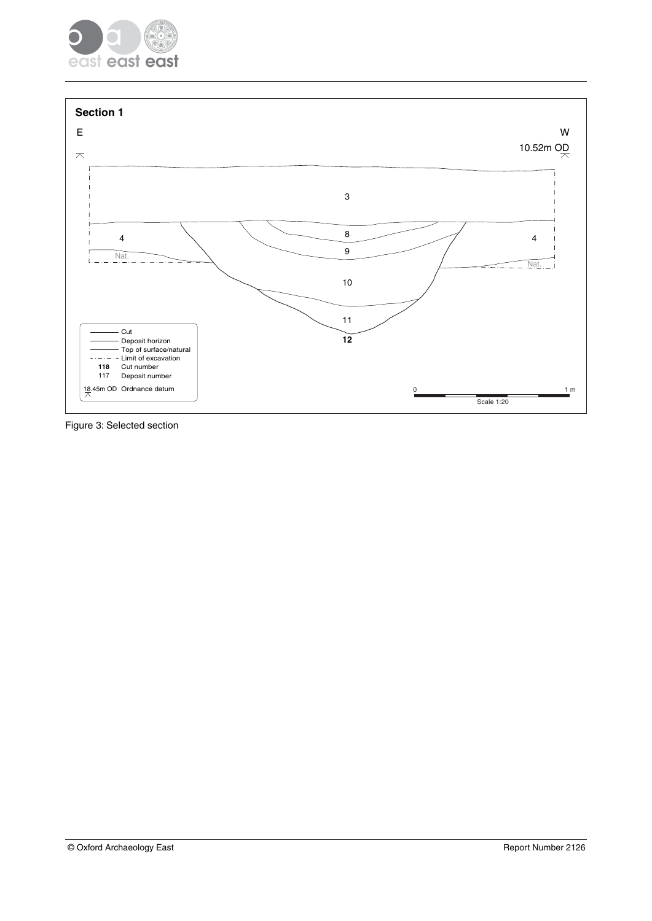**Section 1**

E

W

10.52m OD

3

4

8

4

9

Nat.

Nat.

10

11

**12**

| | |
|---|---|
| | Cut |
| | Deposit horizon |
| | Top of surface/natural |
| | Limit of excavation |
| **118** | Cut number |
| 117 | Deposit number |
| 18.45m OD | Ordnance datum |

0 1 m

Scale 1:20

Figure 3: Selected section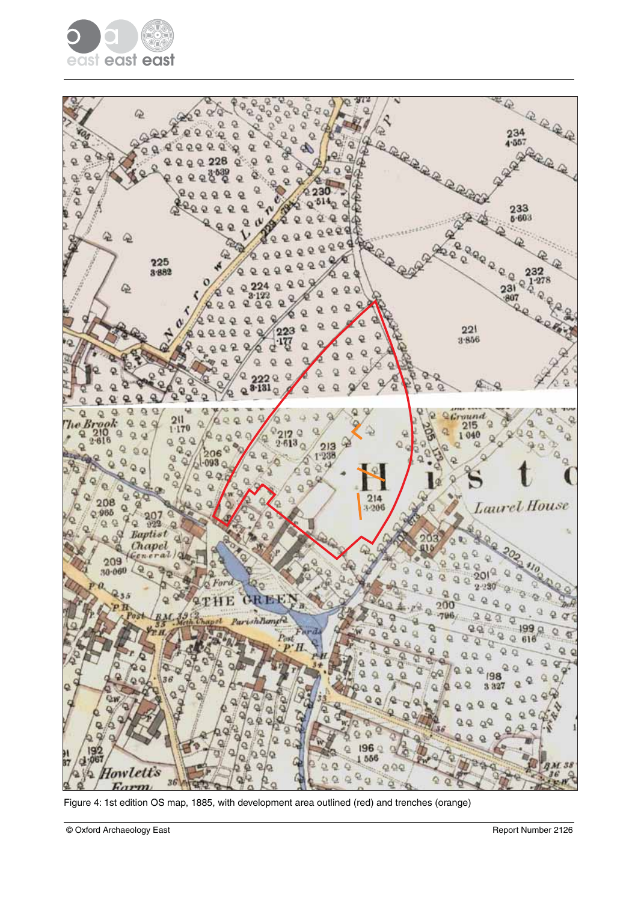Figure 4: 1st edition OS map, 1885, with development area outlined (red) and trenches (orange)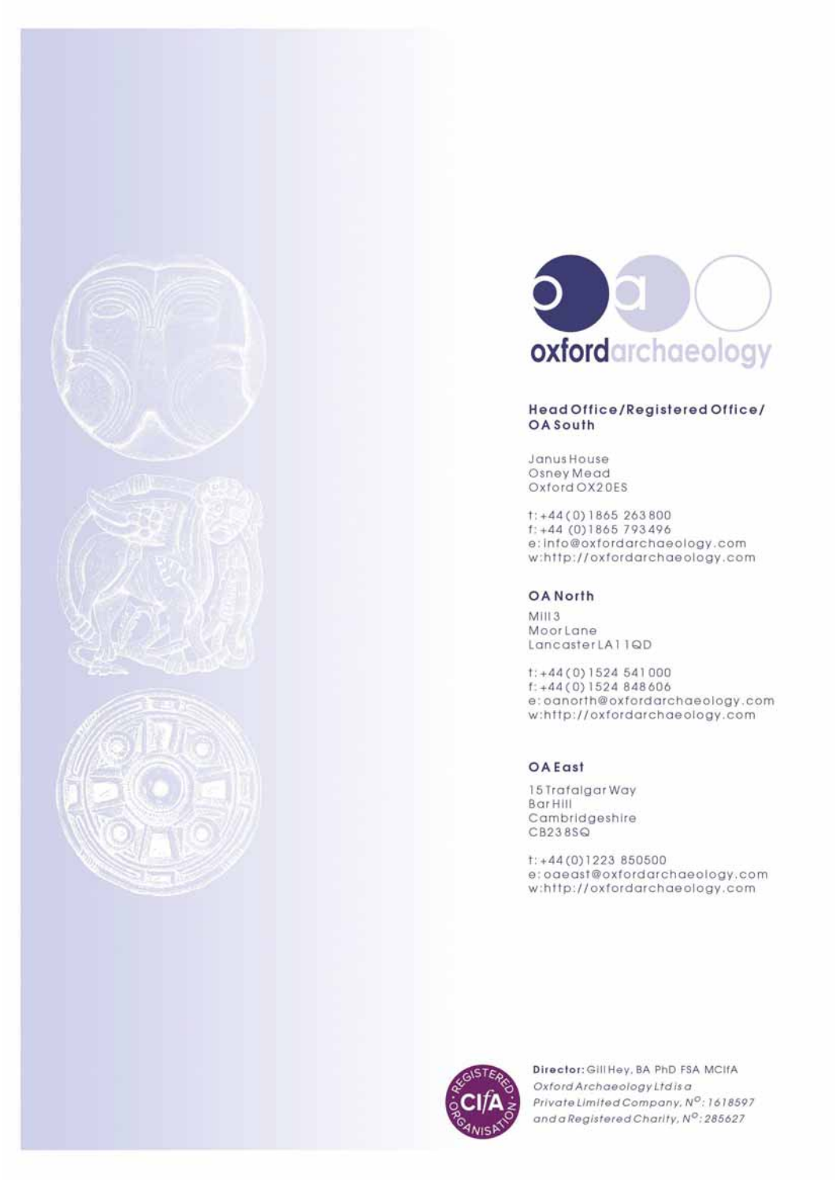oxfordarchaeology

**Head Office/Registered Office/ OA South**

Janus House
Osney Mead
Oxford OX2 0ES

t: +44 (0) 1865 263 800
f: +44 (0)1865 793 496
e: info@oxfordarchaeology.com
w: http://oxfordarchaeology.com

**OA North**

Mill 3
Moor Lane
Lancaster LA1 1QD

t: +44 (0) 1524 541 000
f: +44 (0) 1524 848 606
e: oanorth@oxfordarchaeology.com
w: http://oxfordarchaeology.com

**OA East**

15 Trafalgar Way
Bar Hill
Cambridgeshire
CB23 8SQ

t: +44 (0)1223 850500
e: oaeast@oxfordarchaeology.com
w: http://oxfordarchaeology.com

**Director:** Gill Hey, BA PhD FSA MCIfA
*Oxford Archaeology Ltd is a Private Limited Company, N°: 1618597 and a Registered Charity, N°: 285627*